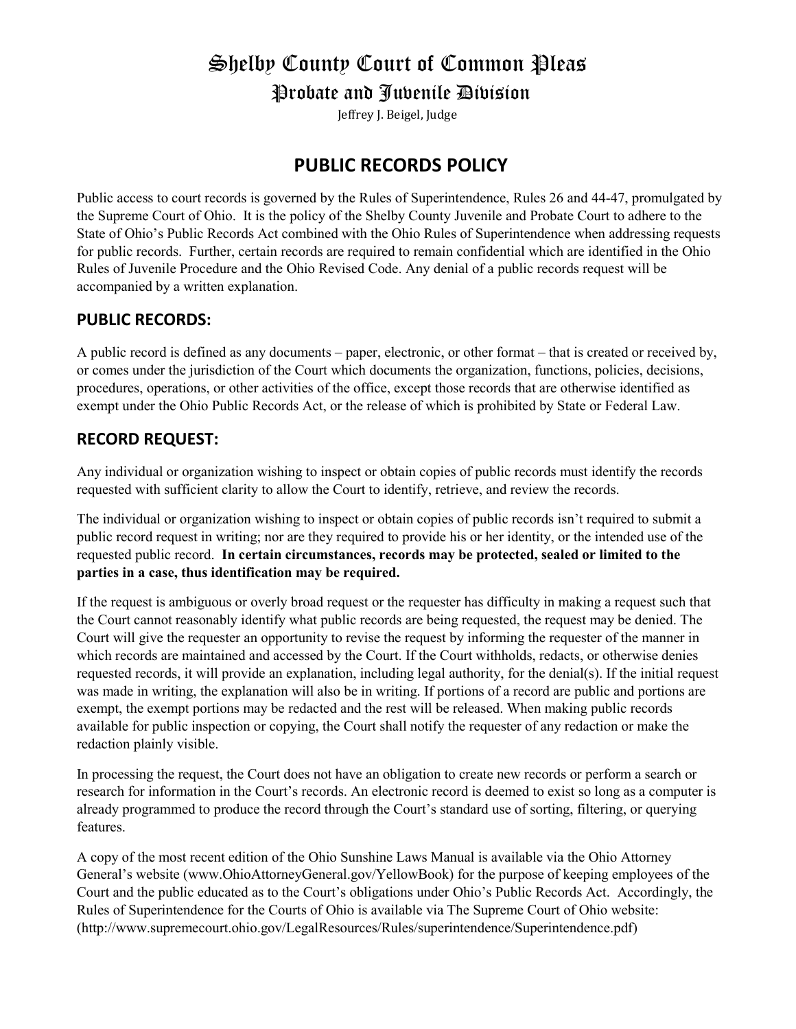# Shelby County Court of Common Pleas

## Probate and Juvenile Division

Jeffrey J. Beigel, Judge

# PUBLIC RECORDS POLICY

Public access to court records is governed by the Rules of Superintendence, Rules 26 and 44-47, promulgated by the Supreme Court of Ohio. It is the policy of the Shelby County Juvenile and Probate Court to adhere to the State of Ohio's Public Records Act combined with the Ohio Rules of Superintendence when addressing requests for public records. Further, certain records are required to remain confidential which are identified in the Ohio Rules of Juvenile Procedure and the Ohio Revised Code. Any denial of a public records request will be accompanied by a written explanation.

## PUBLIC RECORDS:

A public record is defined as any documents – paper, electronic, or other format – that is created or received by, or comes under the jurisdiction of the Court which documents the organization, functions, policies, decisions, procedures, operations, or other activities of the office, except those records that are otherwise identified as exempt under the Ohio Public Records Act, or the release of which is prohibited by State or Federal Law.

## RECORD REQUEST:

Any individual or organization wishing to inspect or obtain copies of public records must identify the records requested with sufficient clarity to allow the Court to identify, retrieve, and review the records.

The individual or organization wishing to inspect or obtain copies of public records isn't required to submit a public record request in writing; nor are they required to provide his or her identity, or the intended use of the requested public record. **In certain circumstances, records may be protected, sealed or limited to the parties in a case, thus identification may be required.**

If the request is ambiguous or overly broad request or the requester has difficulty in making a request such that the Court cannot reasonably identify what public records are being requested, the request may be denied. The Court will give the requester an opportunity to revise the request by informing the requester of the manner in which records are maintained and accessed by the Court. If the Court withholds, redacts, or otherwise denies requested records, it will provide an explanation, including legal authority, for the denial(s). If the initial request was made in writing, the explanation will also be in writing. If portions of a record are public and portions are exempt, the exempt portions may be redacted and the rest will be released. When making public records available for public inspection or copying, the Court shall notify the requester of any redaction or make the redaction plainly visible.

In processing the request, the Court does not have an obligation to create new records or perform a search or research for information in the Court's records. An electronic record is deemed to exist so long as a computer is already programmed to produce the record through the Court's standard use of sorting, filtering, or querying features.

A copy of the most recent edition of the Ohio Sunshine Laws Manual is available via the Ohio Attorney General's website (www.OhioAttorneyGeneral.gov/YellowBook) for the purpose of keeping employees of the Court and the public educated as to the Court's obligations under Ohio's Public Records Act. Accordingly, the Rules of Superintendence for the Courts of Ohio is available via The Supreme Court of Ohio website: (http://www.supremecourt.ohio.gov/LegalResources/Rules/superintendence/Superintendence.pdf)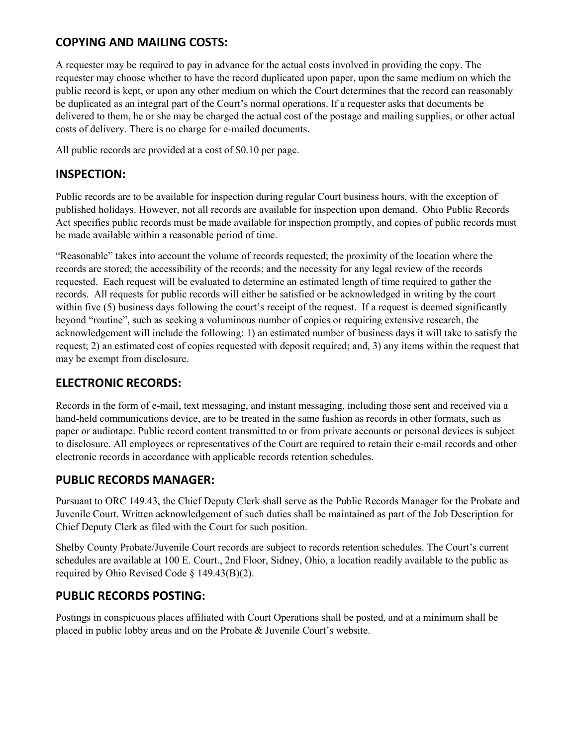## COPYING AND MAILING COSTS:

A requester may be required to pay in advance for the actual costs involved in providing the copy. The requester may choose whether to have the record duplicated upon paper, upon the same medium on which the public record is kept, or upon any other medium on which the Court determines that the record can reasonably be duplicated as an integral part of the Court's normal operations. If a requester asks that documents be delivered to them, he or she may be charged the actual cost of the postage and mailing supplies, or other actual costs of delivery. There is no charge for e-mailed documents.

All public records are provided at a cost of $0.10 per page.

## INSPECTION:

Public records are to be available for inspection during regular Court business hours, with the exception of published holidays. However, not all records are available for inspection upon demand. Ohio Public Records Act specifies public records must be made available for inspection promptly, and copies of public records must be made available within a reasonable period of time.

"Reasonable" takes into account the volume of records requested; the proximity of the location where the records are stored; the accessibility of the records; and the necessity for any legal review of the records requested. Each request will be evaluated to determine an estimated length of time required to gather the records. All requests for public records will either be satisfied or be acknowledged in writing by the court within five (5) business days following the court's receipt of the request. If a request is deemed significantly beyond "routine", such as seeking a voluminous number of copies or requiring extensive research, the acknowledgement will include the following: 1) an estimated number of business days it will take to satisfy the request; 2) an estimated cost of copies requested with deposit required; and, 3) any items within the request that may be exempt from disclosure.

## ELECTRONIC RECORDS:

Records in the form of e-mail, text messaging, and instant messaging, including those sent and received via a hand-held communications device, are to be treated in the same fashion as records in other formats, such as paper or audiotape. Public record content transmitted to or from private accounts or personal devices is subject to disclosure. All employees or representatives of the Court are required to retain their e-mail records and other electronic records in accordance with applicable records retention schedules.

## PUBLIC RECORDS MANAGER:

Pursuant to ORC 149.43, the Chief Deputy Clerk shall serve as the Public Records Manager for the Probate and Juvenile Court. Written acknowledgement of such duties shall be maintained as part of the Job Description for Chief Deputy Clerk as filed with the Court for such position.

Shelby County Probate/Juvenile Court records are subject to records retention schedules. The Court's current schedules are available at 100 E. Court., 2nd Floor, Sidney, Ohio, a location readily available to the public as required by Ohio Revised Code § 149.43(B)(2).

## PUBLIC RECORDS POSTING:

Postings in conspicuous places affiliated with Court Operations shall be posted, and at a minimum shall be placed in public lobby areas and on the Probate & Juvenile Court's website.